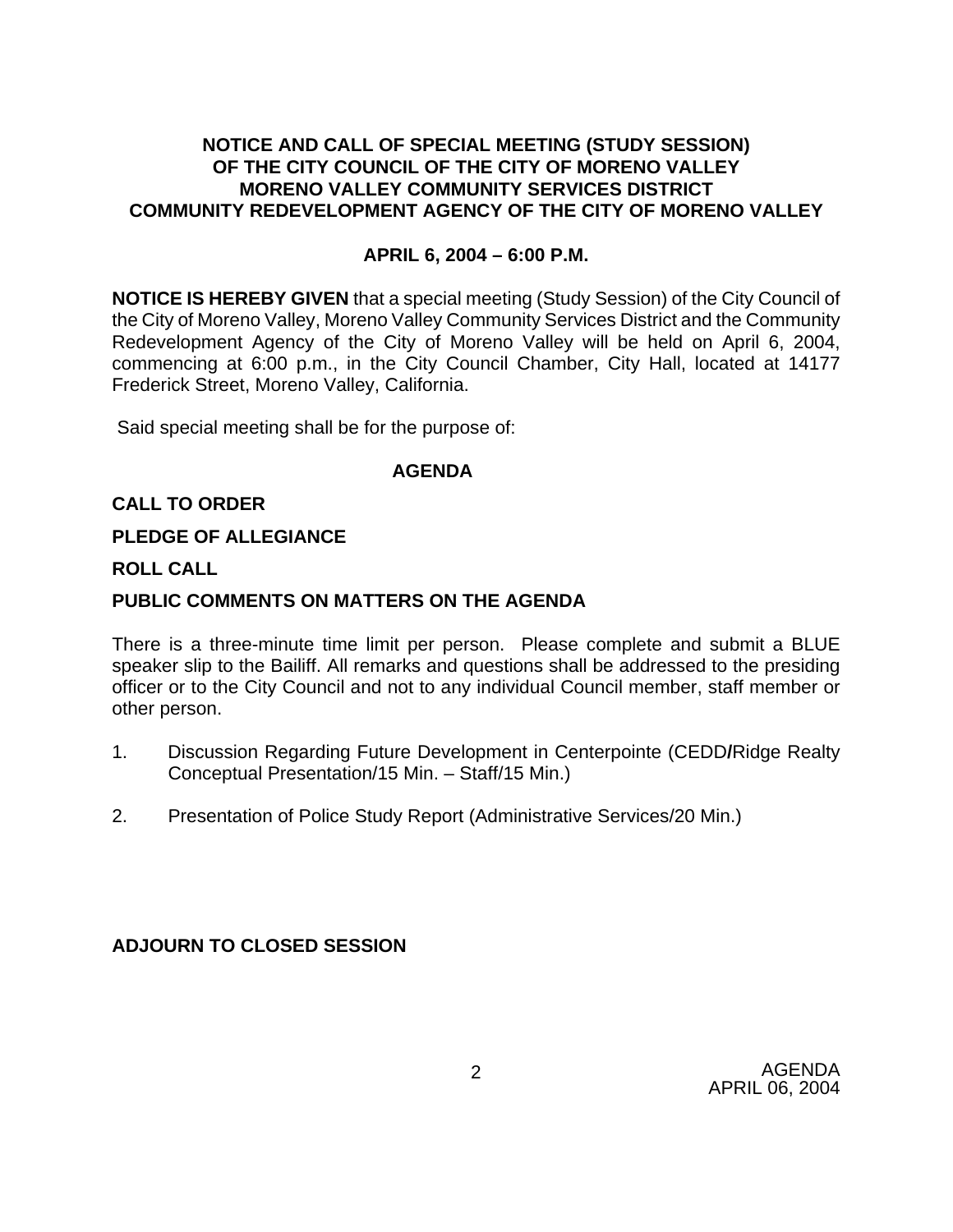# NOTICE AND CALL OF SPECIAL MEETING (STUDY SESSION) OF THE CITY COUNCIL OF THE CITY OF MORENO VALLEY MORENO VALLEY COMMUNITY SERVICES DISTRICT COMMUNITY REDEVELOPMENT AGENCY OF THE CITY OF MORENO VALLEY

## APRIL 6, 2004 – 6:00 P.M.

**NOTICE IS HEREBY GIVEN** that a special meeting (Study Session) of the City Council of the City of Moreno Valley, Moreno Valley Community Services District and the Community Redevelopment Agency of the City of Moreno Valley will be held on April 6, 2004, commencing at 6:00 p.m., in the City Council Chamber, City Hall, located at 14177 Frederick Street, Moreno Valley, California.

Said special meeting shall be for the purpose of:

## AGENDA

**CALL TO ORDER**

**PLEDGE OF ALLEGIANCE**

**ROLL CALL**

**PUBLIC COMMENTS ON MATTERS ON THE AGENDA**

There is a three-minute time limit per person. Please complete and submit a BLUE speaker slip to the Bailiff. All remarks and questions shall be addressed to the presiding officer or to the City Council and not to any individual Council member, staff member or other person.

1. Discussion Regarding Future Development in Centerpointe (CEDD**/**Ridge Realty Conceptual Presentation/15 Min. – Staff/15 Min.)

2. Presentation of Police Study Report (Administrative Services/20 Min.)

**ADJOURN TO CLOSED SESSION**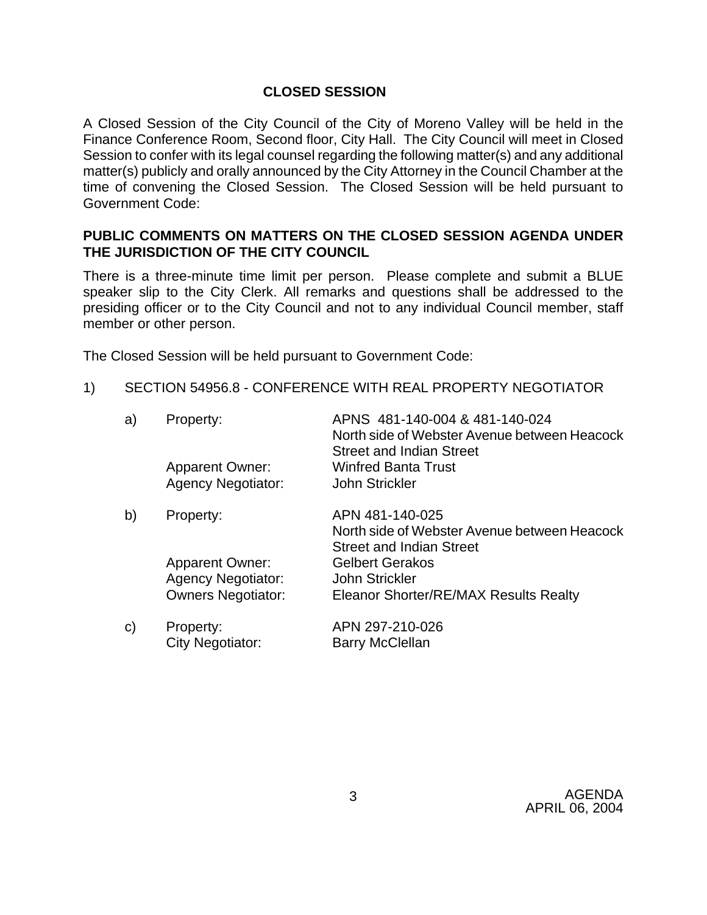## CLOSED SESSION

A Closed Session of the City Council of the City of Moreno Valley will be held in the Finance Conference Room, Second floor, City Hall. The City Council will meet in Closed Session to confer with its legal counsel regarding the following matter(s) and any additional matter(s) publicly and orally announced by the City Attorney in the Council Chamber at the time of convening the Closed Session. The Closed Session will be held pursuant to Government Code:

### PUBLIC COMMENTS ON MATTERS ON THE CLOSED SESSION AGENDA UNDER THE JURISDICTION OF THE CITY COUNCIL

There is a three-minute time limit per person. Please complete and submit a BLUE speaker slip to the City Clerk. All remarks and questions shall be addressed to the presiding officer or to the City Council and not to any individual Council member, staff member or other person.

The Closed Session will be held pursuant to Government Code:

1) SECTION 54956.8 - CONFERENCE WITH REAL PROPERTY NEGOTIATOR

a) Property: APNS 481-140-004 & 481-140-024
North side of Webster Avenue between Heacock Street and Indian Street
Apparent Owner: Winfred Banta Trust
Agency Negotiator: John Strickler

b) Property: APN 481-140-025
North side of Webster Avenue between Heacock Street and Indian Street
Apparent Owner: Gelbert Gerakos
Agency Negotiator: John Strickler
Owners Negotiator: Eleanor Shorter/RE/MAX Results Realty

c) Property: APN 297-210-026
City Negotiator: Barry McClellan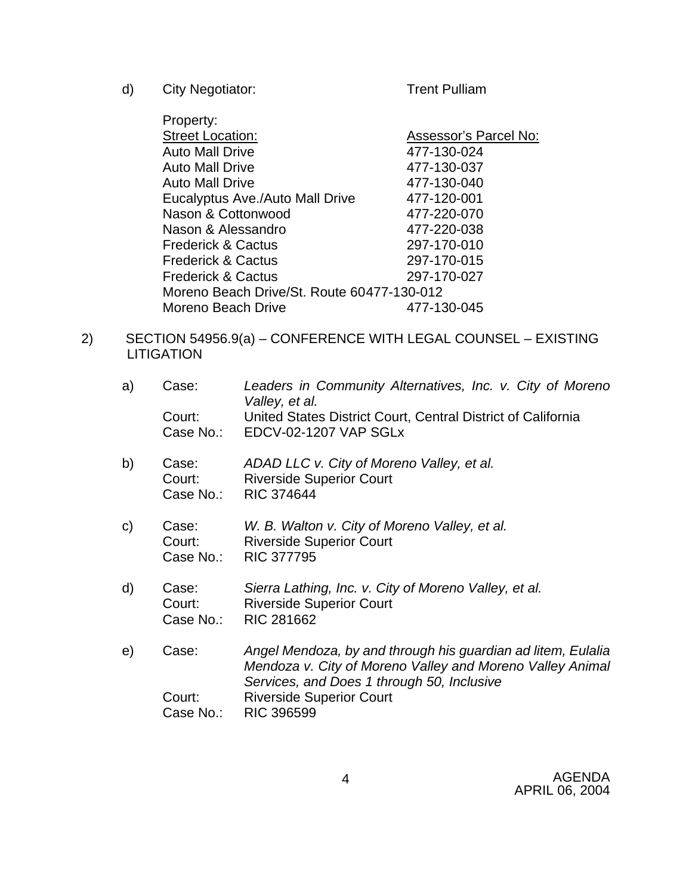d) City Negotiator: Trent Pulliam

Property:

| Street Location: | Assessor's Parcel No: |
|---|---|
| Auto Mall Drive | 477-130-024 |
| Auto Mall Drive | 477-130-037 |
| Auto Mall Drive | 477-130-040 |
| Eucalyptus Ave./Auto Mall Drive | 477-120-001 |
| Nason & Cottonwood | 477-220-070 |
| Nason & Alessandro | 477-220-038 |
| Frederick & Cactus | 297-170-010 |
| Frederick & Cactus | 297-170-015 |
| Frederick & Cactus | 297-170-027 |
| Moreno Beach Drive/St. Route 60 | 477-130-012 |
| Moreno Beach Drive | 477-130-045 |

2) SECTION 54956.9(a) – CONFERENCE WITH LEGAL COUNSEL – EXISTING LITIGATION

a) Case: *Leaders in Community Alternatives, Inc. v. City of Moreno Valley, et al.*
   Court: United States District Court, Central District of California
   Case No.: EDCV-02-1207 VAP SGLx

b) Case: *ADAD LLC v. City of Moreno Valley, et al.*
   Court: Riverside Superior Court
   Case No.: RIC 374644

c) Case: *W. B. Walton v. City of Moreno Valley, et al.*
   Court: Riverside Superior Court
   Case No.: RIC 377795

d) Case: *Sierra Lathing, Inc. v. City of Moreno Valley, et al.*
   Court: Riverside Superior Court
   Case No.: RIC 281662

e) Case: *Angel Mendoza, by and through his guardian ad litem, Eulalia Mendoza v. City of Moreno Valley and Moreno Valley Animal Services, and Does 1 through 50, Inclusive*
   Court: Riverside Superior Court
   Case No.: RIC 396599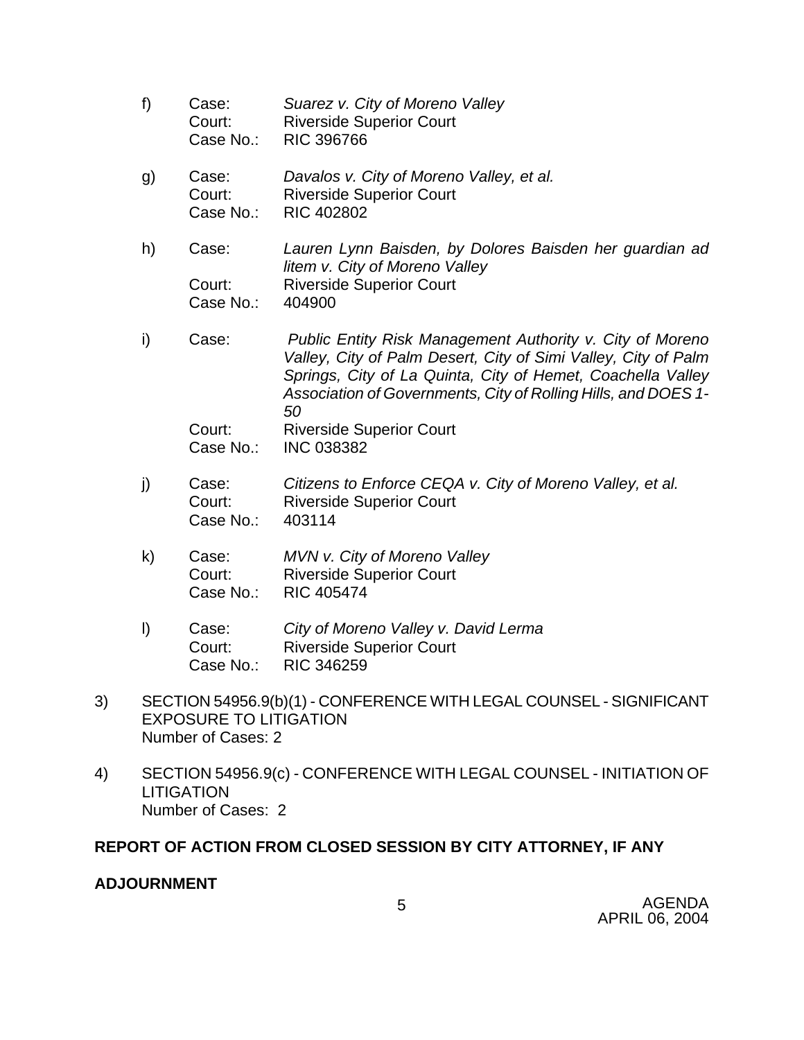f) Case: *Suarez v. City of Moreno Valley*
Court: Riverside Superior Court
Case No.: RIC 396766

g) Case: *Davalos v. City of Moreno Valley, et al.*
Court: Riverside Superior Court
Case No.: RIC 402802

h) Case: *Lauren Lynn Baisden, by Dolores Baisden her guardian ad litem v. City of Moreno Valley*
Court: Riverside Superior Court
Case No.: 404900

i) Case: *Public Entity Risk Management Authority v. City of Moreno Valley, City of Palm Desert, City of Simi Valley, City of Palm Springs, City of La Quinta, City of Hemet, Coachella Valley Association of Governments, City of Rolling Hills, and DOES 1-50*
Court: Riverside Superior Court
Case No.: INC 038382

j) Case: *Citizens to Enforce CEQA v. City of Moreno Valley, et al.*
Court: Riverside Superior Court
Case No.: 403114

k) Case: *MVN v. City of Moreno Valley*
Court: Riverside Superior Court
Case No.: RIC 405474

l) Case: *City of Moreno Valley v. David Lerma*
Court: Riverside Superior Court
Case No.: RIC 346259

3) SECTION 54956.9(b)(1) - CONFERENCE WITH LEGAL COUNSEL - SIGNIFICANT EXPOSURE TO LITIGATION
Number of Cases: 2

4) SECTION 54956.9(c) - CONFERENCE WITH LEGAL COUNSEL - INITIATION OF LITIGATION
Number of Cases: 2

**REPORT OF ACTION FROM CLOSED SESSION BY CITY ATTORNEY, IF ANY**

**ADJOURNMENT**